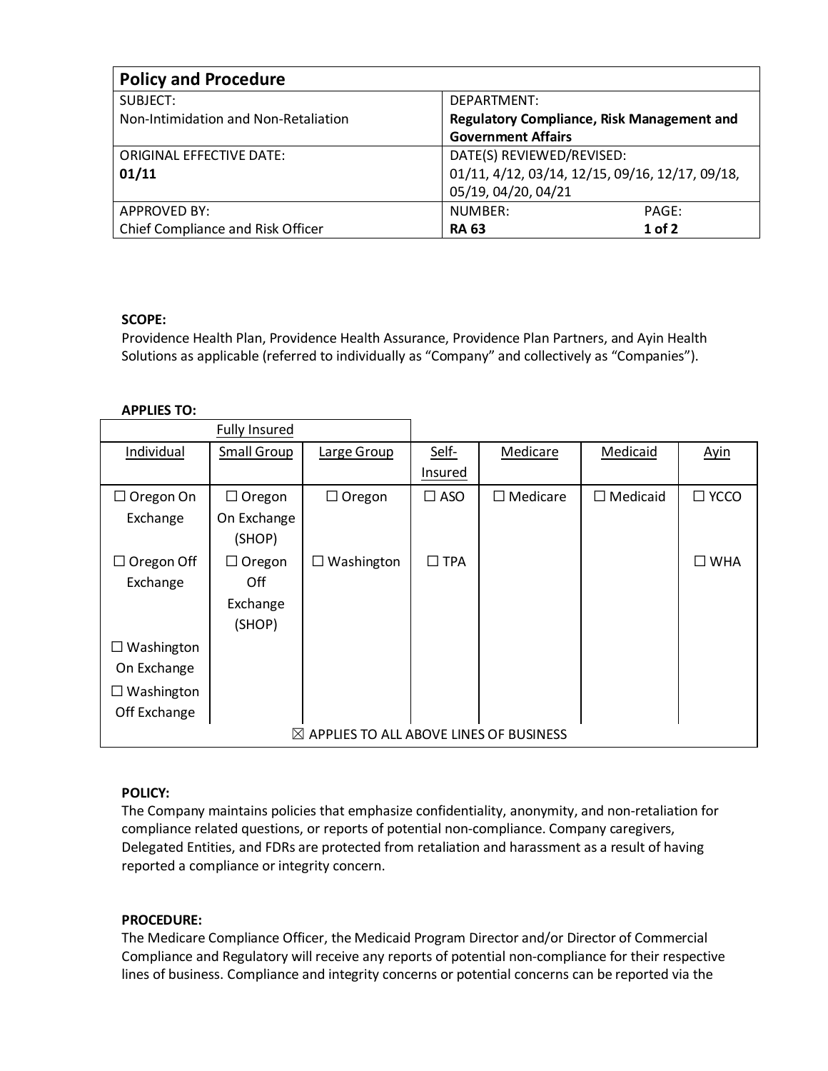| **Policy and Procedure** | | |
|---|---|---|
| SUBJECT:<br>Non-Intimidation and Non-Retaliation | DEPARTMENT:<br>**Regulatory Compliance, Risk Management and Government Affairs** | |
| ORIGINAL EFFECTIVE DATE:<br>**01/11** | DATE(S) REVIEWED/REVISED:<br>01/11, 4/12, 03/14, 12/15, 09/16, 12/17, 09/18, 05/19, 04/20, 04/21 | |
| APPROVED BY:<br>Chief Compliance and Risk Officer | NUMBER:<br>**RA 63** | PAGE:<br>**1 of 2** |

**SCOPE:**
Providence Health Plan, Providence Health Assurance, Providence Plan Partners, and Ayin Health Solutions as applicable (referred to individually as "Company" and collectively as "Companies").

**APPLIES TO:**

| Fully Insured | | | | | | |
|---|---|---|---|---|---|---|
| Individual | Small Group | Large Group | Self-Insured | Medicare | Medicaid | Ayin |
| ☐ Oregon On Exchange | ☐ Oregon On Exchange (SHOP) | ☐ Oregon | ☐ ASO | ☐ Medicare | ☐ Medicaid | ☐ YCCO |
| ☐ Oregon Off Exchange | ☐ Oregon Off Exchange (SHOP) | ☐ Washington | ☐ TPA | | | ☐ WHA |
| ☐ Washington On Exchange | | | | | | |
| ☐ Washington Off Exchange | | | | | | |
| ☒ APPLIES TO ALL ABOVE LINES OF BUSINESS | | | | | | |

**POLICY:**
The Company maintains policies that emphasize confidentiality, anonymity, and non-retaliation for compliance related questions, or reports of potential non-compliance. Company caregivers, Delegated Entities, and FDRs are protected from retaliation and harassment as a result of having reported a compliance or integrity concern.

**PROCEDURE:**
The Medicare Compliance Officer, the Medicaid Program Director and/or Director of Commercial Compliance and Regulatory will receive any reports of potential non-compliance for their respective lines of business. Compliance and integrity concerns or potential concerns can be reported via the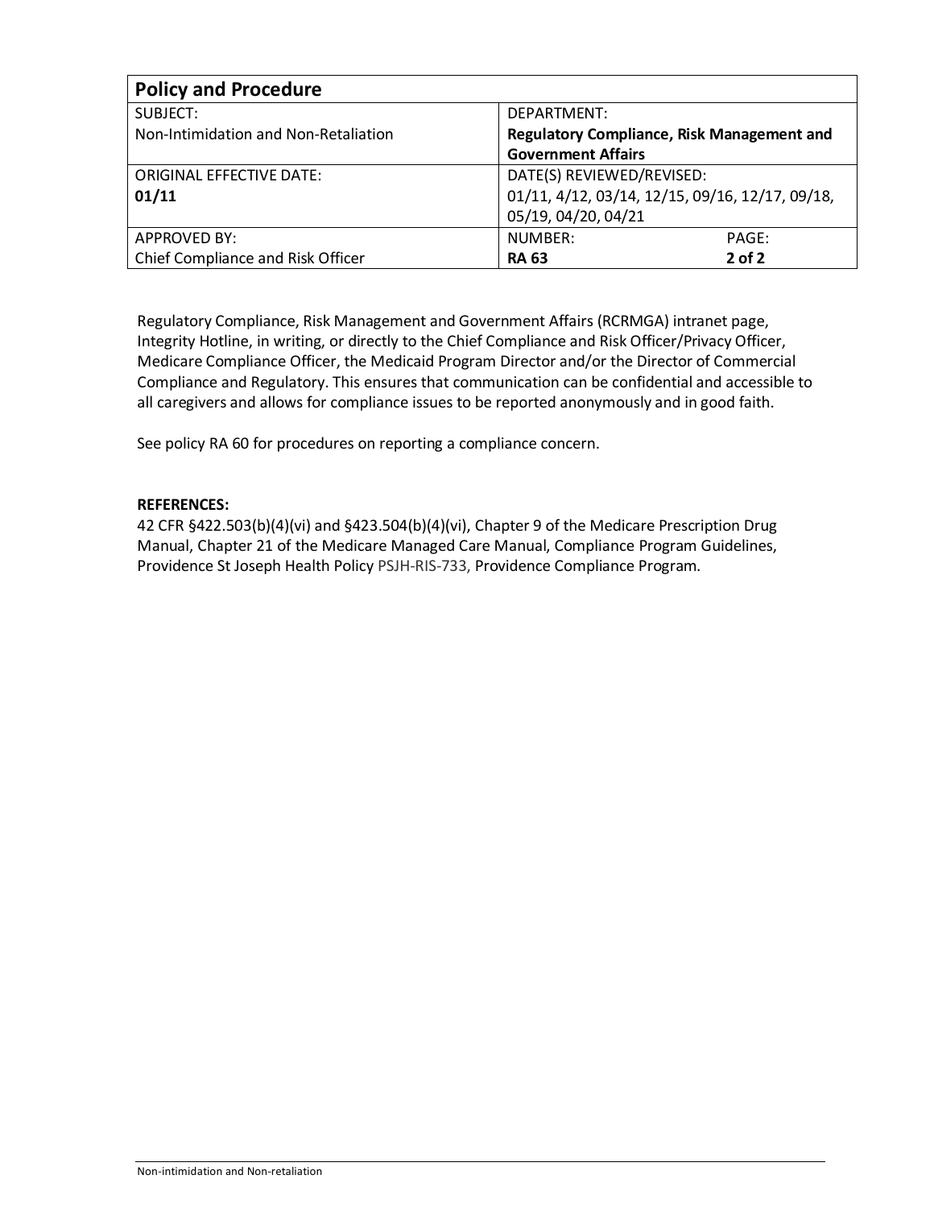| Policy and Procedure | | |
| --- | --- | --- |
| SUBJECT:<br>Non-Intimidation and Non-Retaliation | DEPARTMENT:<br>**Regulatory Compliance, Risk Management and Government Affairs** | |
| ORIGINAL EFFECTIVE DATE:<br>**01/11** | DATE(S) REVIEWED/REVISED:<br>01/11, 4/12, 03/14, 12/15, 09/16, 12/17, 09/18, 05/19, 04/20, 04/21 | |
| APPROVED BY:<br>Chief Compliance and Risk Officer | NUMBER:<br>**RA 63** | PAGE:<br>**2 of 2** |

Regulatory Compliance, Risk Management and Government Affairs (RCRMGA) intranet page, Integrity Hotline, in writing, or directly to the Chief Compliance and Risk Officer/Privacy Officer, Medicare Compliance Officer, the Medicaid Program Director and/or the Director of Commercial Compliance and Regulatory. This ensures that communication can be confidential and accessible to all caregivers and allows for compliance issues to be reported anonymously and in good faith.

See policy RA 60 for procedures on reporting a compliance concern.

**REFERENCES:**
42 CFR §422.503(b)(4)(vi) and §423.504(b)(4)(vi), Chapter 9 of the Medicare Prescription Drug Manual, Chapter 21 of the Medicare Managed Care Manual, Compliance Program Guidelines, Providence St Joseph Health Policy PSJH-RIS-733, Providence Compliance Program.